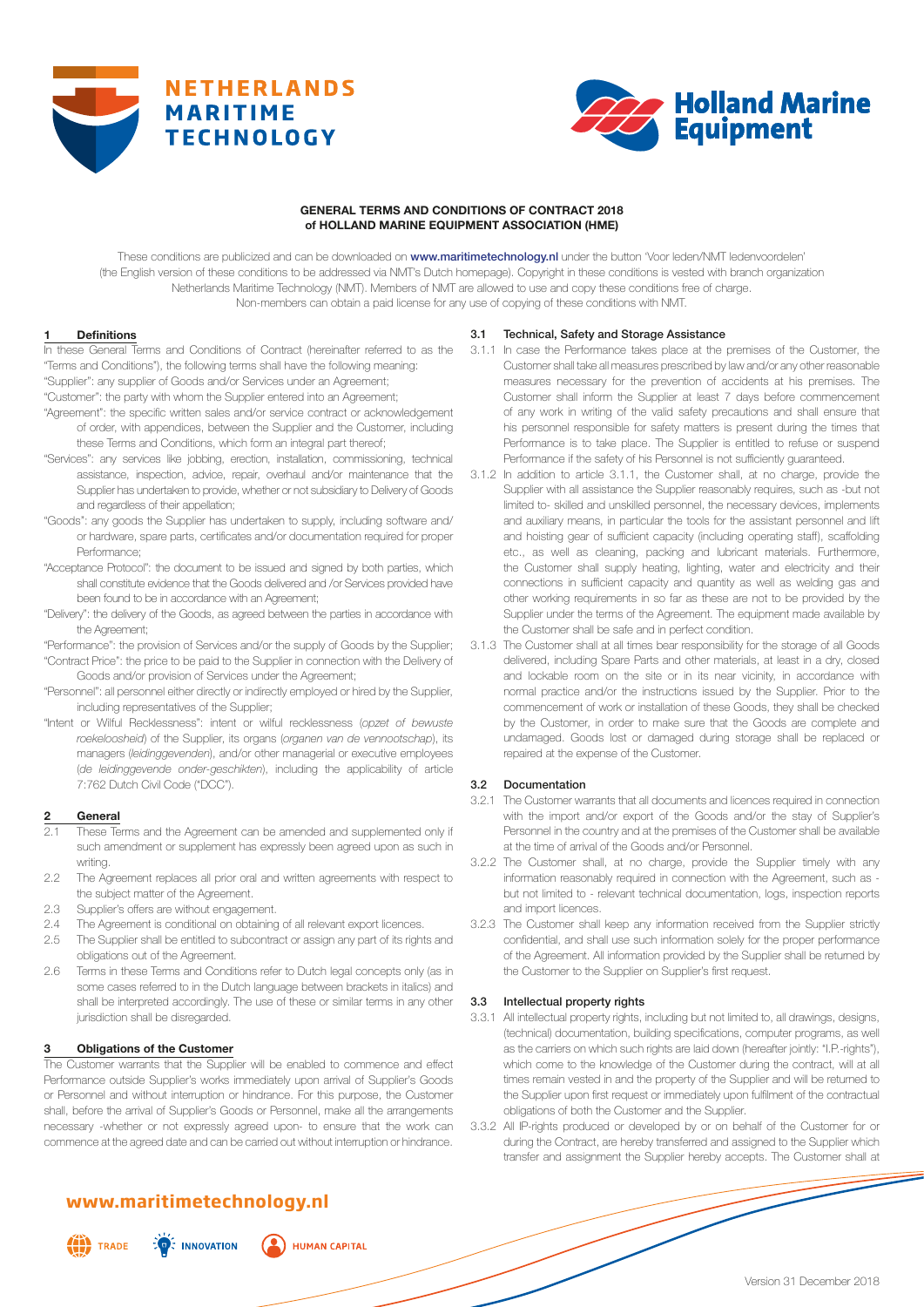**NETHERLANDS MARITIME TECHNOLOGY**

**Holland Marine Equipment**

# GENERAL TERMS AND CONDITIONS OF CONTRACT 2018 of HOLLAND MARINE EQUIPMENT ASSOCIATION (HME)

These conditions are publicized and can be downloaded on **www.maritimetechnology.nl** under the button 'Voor leden/NMT ledenvoordelen' (the English version of these conditions to be addressed via NMT's Dutch homepage). Copyright in these conditions is vested with branch organization Netherlands Maritime Technology (NMT). Members of NMT are allowed to use and copy these conditions free of charge. Non-members can obtain a paid license for any use of copying of these conditions with NMT.

## 1 Definitions

In these General Terms and Conditions of Contract (hereinafter referred to as the "Terms and Conditions"), the following terms shall have the following meaning:

"Supplier": any supplier of Goods and/or Services under an Agreement;

"Customer": the party with whom the Supplier entered into an Agreement;

"Agreement": the specific written sales and/or service contract or acknowledgement of order, with appendices, between the Supplier and the Customer, including these Terms and Conditions, which form an integral part thereof;

"Services": any services like jobbing, erection, installation, commissioning, technical assistance, inspection, advice, repair, overhaul and/or maintenance that the Supplier has undertaken to provide, whether or not subsidiary to Delivery of Goods and regardless of their appellation;

"Goods": any goods the Supplier has undertaken to supply, including software and/or hardware, spare parts, certificates and/or documentation required for proper Performance;

"Acceptance Protocol": the document to be issued and signed by both parties, which shall constitute evidence that the Goods delivered and /or Services provided have been found to be in accordance with an Agreement;

"Delivery": the delivery of the Goods, as agreed between the parties in accordance with the Agreement;

"Performance": the provision of Services and/or the supply of Goods by the Supplier;

"Contract Price": the price to be paid to the Supplier in connection with the Delivery of Goods and/or provision of Services under the Agreement;

"Personnel": all personnel either directly or indirectly employed or hired by the Supplier, including representatives of the Supplier;

"Intent or Wilful Recklessness": intent or wilful recklessness (*opzet of bewuste roekeloosheid*) of the Supplier, its organs (*organen van de vennootschap*), its managers (*leidinggevenden*), and/or other managerial or executive employees (*de leidinggevende onder-geschikten*), including the applicability of article 7:762 Dutch Civil Code ("DCC").

## 2 General

2.1 These Terms and the Agreement can be amended and supplemented only if such amendment or supplement has expressly been agreed upon as such in writing.

2.2 The Agreement replaces all prior oral and written agreements with respect to the subject matter of the Agreement.

2.3 Supplier's offers are without engagement.

2.4 The Agreement is conditional on obtaining of all relevant export licences.

2.5 The Supplier shall be entitled to subcontract or assign any part of its rights and obligations out of the Agreement.

2.6 Terms in these Terms and Conditions refer to Dutch legal concepts only (as in some cases referred to in the Dutch language between brackets in italics) and shall be interpreted accordingly. The use of these or similar terms in any other jurisdiction shall be disregarded.

## 3 Obligations of the Customer

The Customer warrants that the Supplier will be enabled to commence and effect Performance outside Supplier's works immediately upon arrival of Supplier's Goods or Personnel and without interruption or hindrance. For this purpose, the Customer shall, before the arrival of Supplier's Goods or Personnel, make all the arrangements necessary -whether or not expressly agreed upon- to ensure that the work can commence at the agreed date and can be carried out without interruption or hindrance.

### 3.1 Technical, Safety and Storage Assistance

3.1.1 In case the Performance takes place at the premises of the Customer, the Customer shall take all measures prescribed by law and/or any other reasonable measures necessary for the prevention of accidents at his premises. The Customer shall inform the Supplier at least 7 days before commencement of any work in writing of the valid safety precautions and shall ensure that his personnel responsible for safety matters is present during the times that Performance is to take place. The Supplier is entitled to refuse or suspend Performance if the safety of his Personnel is not sufficiently guaranteed.

3.1.2 In addition to article 3.1.1, the Customer shall, at no charge, provide the Supplier with all assistance the Supplier reasonably requires, such as -but not limited to- skilled and unskilled personnel, the necessary devices, implements and auxiliary means, in particular the tools for the assistant personnel and lift and hoisting gear of sufficient capacity (including operating staff), scaffolding etc., as well as cleaning, packing and lubricant materials. Furthermore, the Customer shall supply heating, lighting, water and electricity and their connections in sufficient capacity and quantity as well as welding gas and other working requirements in so far as these are not to be provided by the Supplier under the terms of the Agreement. The equipment made available by the Customer shall be safe and in perfect condition.

3.1.3 The Customer shall at all times bear responsibility for the storage of all Goods delivered, including Spare Parts and other materials, at least in a dry, closed and lockable room on the site or in its near vicinity, in accordance with normal practice and/or the instructions issued by the Supplier. Prior to the commencement of work or installation of these Goods, they shall be checked by the Customer, in order to make sure that the Goods are complete and undamaged. Goods lost or damaged during storage shall be replaced or repaired at the expense of the Customer.

### 3.2 Documentation

3.2.1 The Customer warrants that all documents and licences required in connection with the import and/or export of the Goods and/or the stay of Supplier's Personnel in the country and at the premises of the Customer shall be available at the time of arrival of the Goods and/or Personnel.

3.2.2 The Customer shall, at no charge, provide the Supplier timely with any information reasonably required in connection with the Agreement, such as - but not limited to - relevant technical documentation, logs, inspection reports and import licences.

3.2.3 The Customer shall keep any information received from the Supplier strictly confidential, and shall use such information solely for the proper performance of the Agreement. All information provided by the Supplier shall be returned by the Customer to the Supplier on Supplier's first request.

### 3.3 Intellectual property rights

3.3.1 All intellectual property rights, including but not limited to, all drawings, designs, (technical) documentation, building specifications, computer programs, as well as the carriers on which such rights are laid down (hereafter jointly: "I.P.-rights"), which come to the knowledge of the Customer during the contract, will at all times remain vested in and the property of the Supplier and will be returned to the Supplier upon first request or immediately upon fulfilment of the contractual obligations of both the Customer and the Supplier.

3.3.2 All IP-rights produced or developed by or on behalf of the Customer for or during the Contract, are hereby transferred and assigned to the Supplier which transfer and assignment the Supplier hereby accepts. The Customer shall at

**www.maritimetechnology.nl**

TRADE INNOVATION HUMAN CAPITAL

Version 31 December 2018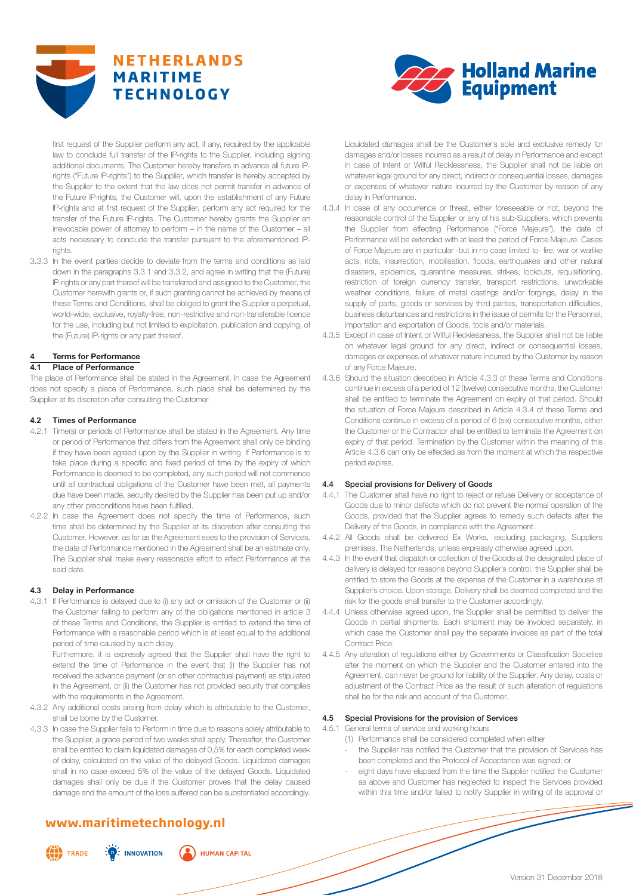first request of the Supplier perform any act, if any, required by the applicable law to conclude full transfer of the IP-rights to the Supplier, including signing additional documents. The Customer hereby transfers in advance all future IP-rights ("Future IP-rights") to the Supplier, which transfer is hereby accepted by the Supplier to the extent that the law does not permit transfer in advance of the Future IP-rights, the Customer will, upon the establishment of any Future IP-rights and at first request of the Supplier, perform any act required for the transfer of the Future IP-rights. The Customer hereby grants the Supplier an irrevocable power of attorney to perform – in the name of the Customer – all acts necessary to conclude the transfer pursuant to the aforementioned IP-rights.

3.3.3 In the event parties decide to deviate from the terms and conditions as laid down in the paragraphs 3.3.1 and 3.3.2, and agree in writing that the (Future) IP-rights or any part thereof will be transferred and assigned to the Customer, the Customer herewith grants or, if such granting cannot be achieved by means of these Terms and Conditions, shall be obliged to grant the Supplier a perpetual, world-wide, exclusive, royalty-free, non-restrictive and non-transferable licence for the use, including but not limited to exploitation, publication and copying, of the (Future) IP-rights or any part thereof.

## 4 Terms for Performance

### 4.1 Place of Performance

The place of Performance shall be stated in the Agreement. In case the Agreement does not specify a place of Performance, such place shall be determined by the Supplier at its discretion after consulting the Customer.

### 4.2 Times of Performance

4.2.1 Time(s) or periods of Performance shall be stated in the Agreement. Any time or period of Performance that differs from the Agreement shall only be binding if they have been agreed upon by the Supplier in writing. If Performance is to take place during a specific and fixed period of time by the expiry of which Performance is deemed to be completed, any such period will not commence until all contractual obligations of the Customer have been met, all payments due have been made, security desired by the Supplier has been put up and/or any other preconditions have been fulfilled.

4.2.2 In case the Agreement does not specify the time of Performance, such time shall be determined by the Supplier at its discretion after consulting the Customer. However, as far as the Agreement sees to the provision of Services, the date of Performance mentioned in the Agreement shall be an estimate only. The Supplier shall make every reasonable effort to effect Performance at the said date.

### 4.3 Delay in Performance

4.3.1 If Performance is delayed due to (i) any act or omission of the Customer or (ii) the Customer failing to perform any of the obligations mentioned in article 3 of these Terms and Conditions, the Supplier is entitled to extend the time of Performance with a reasonable period which is at least equal to the additional period of time caused by such delay.

Furthermore, it is expressly agreed that the Supplier shall have the right to extend the time of Performance in the event that (i) the Supplier has not received the advance payment (or an other contractual payment) as stipulated in the Agreement, or (ii) the Customer has not provided security that complies with the requirements in the Agreement.

4.3.2 Any additional costs arising from delay which is attributable to the Customer, shall be borne by the Customer.

4.3.3 In case the Supplier fails to Perform in time due to reasons solely attributable to the Supplier, a grace period of two weeks shall apply. Thereafter, the Customer shall be entitled to claim liquidated damages of 0,5% for each completed week of delay, calculated on the value of the delayed Goods. Liquidated damages shall in no case exceed 5% of the value of the delayed Goods. Liquidated damages shall only be due if the Customer proves that the delay caused damage and the amount of the loss suffered can be substantiated accordingly. Liquidated damages shall be the Customer's sole and exclusive remedy for damages and/or losses incurred as a result of delay in Performance and except in case of Intent or Wilful Recklessness, the Supplier shall not be liable on whatever legal ground for any direct, indirect or consequential losses, damages or expenses of whatever nature incurred by the Customer by reason of any delay in Performance.

4.3.4 In case of any occurrence or threat, either foreseeable or not, beyond the reasonable control of the Supplier or any of his sub-Suppliers, which prevents the Supplier from effecting Performance ("Force Majeure"), the date of Performance will be extended with at least the period of Force Majeure. Cases of Force Majeure are in particular -but in no case limited to- fire, war or warlike acts, riots, insurrection, mobilisation, floods, earthquakes and other natural disasters, epidemics, quarantine measures, strikes, lockouts, requisitioning, restriction of foreign currency transfer, transport restrictions, unworkable weather conditions, failure of metal castings and/or forgings, delay in the supply of parts, goods or services by third parties, transportation difficulties, business disturbances and restrictions in the issue of permits for the Personnel, importation and exportation of Goods, tools and/or materials.

4.3.5 Except in case of Intent or Wilful Recklessness, the Supplier shall not be liable on whatever legal ground for any direct, indirect or consequential losses, damages or expenses of whatever nature incurred by the Customer by reason of any Force Majeure.

4.3.6 Should the situation described in Article 4.3.3 of these Terms and Conditions continue in excess of a period of 12 (twelve) consecutive months, the Customer shall be entitled to terminate the Agreement on expiry of that period. Should the situation of Force Majeure described in Article 4.3.4 of these Terms and Conditions continue in excess of a period of 6 (six) consecutive months, either the Customer or the Contractor shall be entitled to terminate the Agreement on expiry of that period. Termination by the Customer within the meaning of this Article 4.3.6 can only be effected as from the moment at which the respective period expires.

### 4.4 Special provisions for Delivery of Goods

4.4.1 The Customer shall have no right to reject or refuse Delivery or acceptance of Goods due to minor defects which do not prevent the normal operation of the Goods, provided that the Supplier agrees to remedy such defects after the Delivery of the Goods, in compliance with the Agreement.

4.4.2 All Goods shall be delivered Ex Works, excluding packaging, Suppliers premises, The Netherlands, unless expressly otherwise agreed upon.

4.4.3 In the event that dispatch or collection of the Goods at the designated place of delivery is delayed for reasons beyond Supplier's control, the Supplier shall be entitled to store the Goods at the expense of the Customer in a warehouse at Supplier's choice. Upon storage, Delivery shall be deemed completed and the risk for the goods shall transfer to the Customer accordingly.

4.4.4 Unless otherwise agreed upon, the Supplier shall be permitted to deliver the Goods in partial shipments. Each shipment may be invoiced separately, in which case the Customer shall pay the separate invoices as part of the total Contract Price.

4.4.5 Any alteration of regulations either by Governments or Classification Societies after the moment on which the Supplier and the Customer entered into the Agreement, can never be ground for liability of the Supplier. Any delay, costs or adjustment of the Contract Price as the result of such alteration of regulations shall be for the risk and account of the Customer.

### 4.5 Special Provisions for the provision of Services

4.5.1 General terms of service and working hours

(1) Performance shall be considered completed when either

- the Supplier has notified the Customer that the provision of Services has been completed and the Protocol of Acceptance was signed; or
- eight days have elapsed from the time the Supplier notified the Customer as above and Customer has neglected to inspect the Services provided within this time and/or failed to notify Supplier in writing of its approval or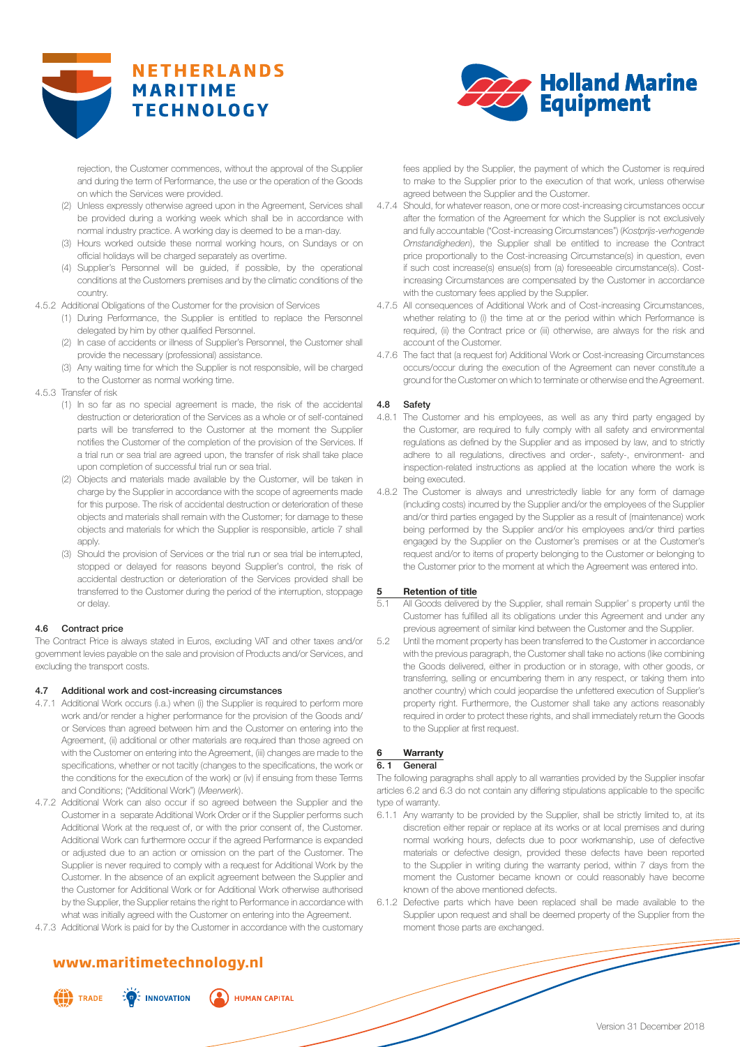rejection, the Customer commences, without the approval of the Supplier and during the term of Performance, the use or the operation of the Goods on which the Services were provided.

(2) Unless expressly otherwise agreed upon in the Agreement, Services shall be provided during a working week which shall be in accordance with normal industry practice. A working day is deemed to be a man-day.

(3) Hours worked outside these normal working hours, on Sundays or on official holidays will be charged separately as overtime.

(4) Supplier's Personnel will be guided, if possible, by the operational conditions at the Customers premises and by the climatic conditions of the country.

4.5.2 Additional Obligations of the Customer for the provision of Services

(1) During Performance, the Supplier is entitled to replace the Personnel delegated by him by other qualified Personnel.

(2) In case of accidents or illness of Supplier's Personnel, the Customer shall provide the necessary (professional) assistance.

(3) Any waiting time for which the Supplier is not responsible, will be charged to the Customer as normal working time.

4.5.3 Transfer of risk

(1) In so far as no special agreement is made, the risk of the accidental destruction or deterioration of the Services as a whole or of self-contained parts will be transferred to the Customer at the moment the Supplier notifies the Customer of the completion of the provision of the Services. If a trial run or sea trial are agreed upon, the transfer of risk shall take place upon completion of successful trial run or sea trial.

(2) Objects and materials made available by the Customer, will be taken in charge by the Supplier in accordance with the scope of agreements made for this purpose. The risk of accidental destruction or deterioration of these objects and materials shall remain with the Customer; for damage to these objects and materials for which the Supplier is responsible, article 7 shall apply.

(3) Should the provision of Services or the trial run or sea trial be interrupted, stopped or delayed for reasons beyond Supplier's control, the risk of accidental destruction or deterioration of the Services provided shall be transferred to the Customer during the period of the interruption, stoppage or delay.

### 4.6 Contract price

The Contract Price is always stated in Euros, excluding VAT and other taxes and/or government levies payable on the sale and provision of Products and/or Services, and excluding the transport costs.

### 4.7 Additional work and cost-increasing circumstances

4.7.1 Additional Work occurs (i.a.) when (i) the Supplier is required to perform more work and/or render a higher performance for the provision of the Goods and/or Services than agreed between him and the Customer on entering into the Agreement, (ii) additional or other materials are required than those agreed on with the Customer on entering into the Agreement, (iii) changes are made to the specifications, whether or not tacitly (changes to the specifications, the work or the conditions for the execution of the work) or (iv) if ensuing from these Terms and Conditions; ("Additional Work") (*Meerwerk*).

4.7.2 Additional Work can also occur if so agreed between the Supplier and the Customer in a separate Additional Work Order or if the Supplier performs such Additional Work at the request of, or with the prior consent of, the Customer. Additional Work can furthermore occur if the agreed Performance is expanded or adjusted due to an action or omission on the part of the Customer. The Supplier is never required to comply with a request for Additional Work by the Customer. In the absence of an explicit agreement between the Supplier and the Customer for Additional Work or for Additional Work otherwise authorised by the Supplier, the Supplier retains the right to Performance in accordance with what was initially agreed with the Customer on entering into the Agreement.

4.7.3 Additional Work is paid for by the Customer in accordance with the customary fees applied by the Supplier, the payment of which the Customer is required to make to the Supplier prior to the execution of that work, unless otherwise agreed between the Supplier and the Customer.

4.7.4 Should, for whatever reason, one or more cost-increasing circumstances occur after the formation of the Agreement for which the Supplier is not exclusively and fully accountable ("Cost-increasing Circumstances") (*Kostprijs-verhogende Omstandigheden*), the Supplier shall be entitled to increase the Contract price proportionally to the Cost-increasing Circumstance(s) in question, even if such cost increase(s) ensue(s) from (a) foreseeable circumstance(s). Cost-increasing Circumstances are compensated by the Customer in accordance with the customary fees applied by the Supplier.

4.7.5 All consequences of Additional Work and of Cost-increasing Circumstances, whether relating to (i) the time at or the period within which Performance is required, (ii) the Contract price or (iii) otherwise, are always for the risk and account of the Customer.

4.7.6 The fact that (a request for) Additional Work or Cost-increasing Circumstances occurs/occur during the execution of the Agreement can never constitute a ground for the Customer on which to terminate or otherwise end the Agreement.

### 4.8 Safety

4.8.1 The Customer and his employees, as well as any third party engaged by the Customer, are required to fully comply with all safety and environmental regulations as defined by the Supplier and as imposed by law, and to strictly adhere to all regulations, directives and order-, safety-, environment- and inspection-related instructions as applied at the location where the work is being executed.

4.8.2 The Customer is always and unrestrictedly liable for any form of damage (including costs) incurred by the Supplier and/or the employees of the Supplier and/or third parties engaged by the Supplier as a result of (maintenance) work being performed by the Supplier and/or his employees and/or third parties engaged by the Supplier on the Customer's premises or at the Customer's request and/or to items of property belonging to the Customer or belonging to the Customer prior to the moment at which the Agreement was entered into.

## 5 Retention of title

5.1 All Goods delivered by the Supplier, shall remain Supplier' s property until the Customer has fulfilled all its obligations under this Agreement and under any previous agreement of similar kind between the Customer and the Supplier.

5.2 Until the moment property has been transferred to the Customer in accordance with the previous paragraph, the Customer shall take no actions (like combining the Goods delivered, either in production or in storage, with other goods, or transferring, selling or encumbering them in any respect, or taking them into another country) which could jeopardise the unfettered execution of Supplier's property right. Furthermore, the Customer shall take any actions reasonably required in order to protect these rights, and shall immediately return the Goods to the Supplier at first request.

## 6 Warranty

### 6. 1 General

The following paragraphs shall apply to all warranties provided by the Supplier insofar articles 6.2 and 6.3 do not contain any differing stipulations applicable to the specific type of warranty.

6.1.1 Any warranty to be provided by the Supplier, shall be strictly limited to, at its discretion either repair or replace at its works or at local premises and during normal working hours, defects due to poor workmanship, use of defective materials or defective design, provided these defects have been reported to the Supplier in writing during the warranty period, within 7 days from the moment the Customer became known or could reasonably have become known of the above mentioned defects.

6.1.2 Defective parts which have been replaced shall be made available to the Supplier upon request and shall be deemed property of the Supplier from the moment those parts are exchanged.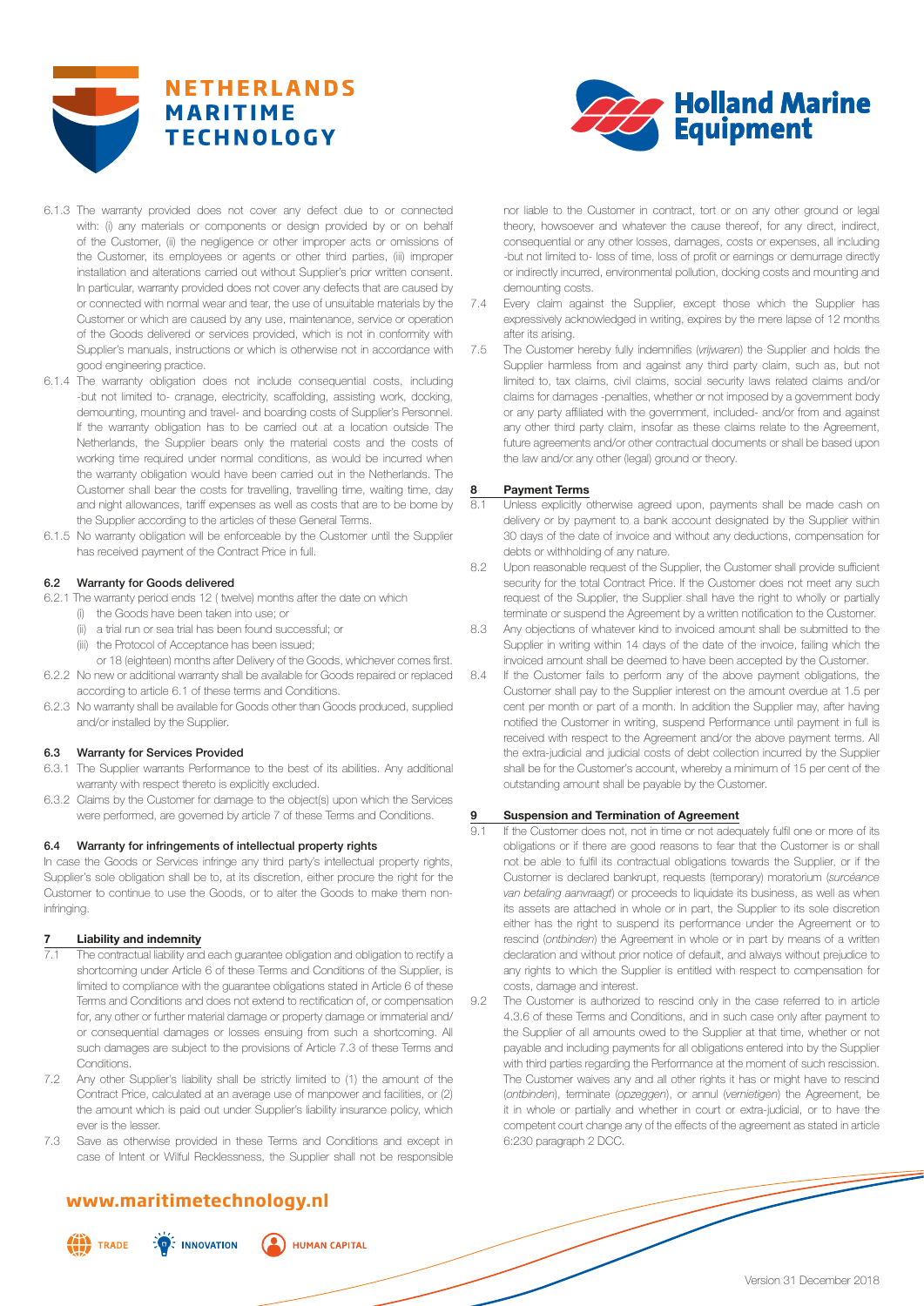6.1.3 The warranty provided does not cover any defect due to or connected with: (i) any materials or components or design provided by or on behalf of the Customer, (ii) the negligence or other improper acts or omissions of the Customer, its employees or agents or other third parties, (iii) improper installation and alterations carried out without Supplier's prior written consent. In particular, warranty provided does not cover any defects that are caused by or connected with normal wear and tear, the use of unsuitable materials by the Customer or which are caused by any use, maintenance, service or operation of the Goods delivered or services provided, which is not in conformity with Supplier's manuals, instructions or which is otherwise not in accordance with good engineering practice.

6.1.4 The warranty obligation does not include consequential costs, including -but not limited to- cranage, electricity, scaffolding, assisting work, docking, demounting, mounting and travel- and boarding costs of Supplier's Personnel. If the warranty obligation has to be carried out at a location outside The Netherlands, the Supplier bears only the material costs and the costs of working time required under normal conditions, as would be incurred when the warranty obligation would have been carried out in the Netherlands. The Customer shall bear the costs for travelling, travelling time, waiting time, day and night allowances, tariff expenses as well as costs that are to be borne by the Supplier according to the articles of these General Terms.

6.1.5 No warranty obligation will be enforceable by the Customer until the Supplier has received payment of the Contract Price in full.

### 6.2 Warranty for Goods delivered

6.2.1 The warranty period ends 12 ( twelve) months after the date on which

(i) the Goods have been taken into use; or

(ii) a trial run or sea trial has been found successful; or

(iii) the Protocol of Acceptance has been issued;

or 18 (eighteen) months after Delivery of the Goods, whichever comes first.

6.2.2 No new or additional warranty shall be available for Goods repaired or replaced according to article 6.1 of these terms and Conditions.

6.2.3 No warranty shall be available for Goods other than Goods produced, supplied and/or installed by the Supplier.

### 6.3 Warranty for Services Provided

6.3.1 The Supplier warrants Performance to the best of its abilities. Any additional warranty with respect thereto is explicitly excluded.

6.3.2 Claims by the Customer for damage to the object(s) upon which the Services were performed, are governed by article 7 of these Terms and Conditions.

### 6.4 Warranty for infringements of intellectual property rights

In case the Goods or Services infringe any third party's intellectual property rights, Supplier's sole obligation shall be to, at its discretion, either procure the right for the Customer to continue to use the Goods, or to alter the Goods to make them non-infringing.

## 7 Liability and indemnity

7.1 The contractual liability and each guarantee obligation and obligation to rectify a shortcoming under Article 6 of these Terms and Conditions of the Supplier, is limited to compliance with the guarantee obligations stated in Article 6 of these Terms and Conditions and does not extend to rectification of, or compensation for, any other or further material damage or property damage or immaterial and/or consequential damages or losses ensuing from such a shortcoming. All such damages are subject to the provisions of Article 7.3 of these Terms and Conditions.

7.2 Any other Supplier's liability shall be strictly limited to (1) the amount of the Contract Price, calculated at an average use of manpower and facilities, or (2) the amount which is paid out under Supplier's liability insurance policy, which ever is the lesser.

7.3 Save as otherwise provided in these Terms and Conditions and except in case of Intent or Wilful Recklessness, the Supplier shall not be responsible nor liable to the Customer in contract, tort or on any other ground or legal theory, howsoever and whatever the cause thereof, for any direct, indirect, consequential or any other losses, damages, costs or expenses, all including -but not limited to- loss of time, loss of profit or earnings or demurrage directly or indirectly incurred, environmental pollution, docking costs and mounting and demounting costs.

7.4 Every claim against the Supplier, except those which the Supplier has expressively acknowledged in writing, expires by the mere lapse of 12 months after its arising.

7.5 The Customer hereby fully indemnifies (*vrijwaren*) the Supplier and holds the Supplier harmless from and against any third party claim, such as, but not limited to, tax claims, civil claims, social security laws related claims and/or claims for damages -penalties, whether or not imposed by a government body or any party affiliated with the government, included- and/or from and against any other third party claim, insofar as these claims relate to the Agreement, future agreements and/or other contractual documents or shall be based upon the law and/or any other (legal) ground or theory.

## 8 Payment Terms

8.1 Unless explicitly otherwise agreed upon, payments shall be made cash on delivery or by payment to a bank account designated by the Supplier within 30 days of the date of invoice and without any deductions, compensation for debts or withholding of any nature.

8.2 Upon reasonable request of the Supplier, the Customer shall provide sufficient security for the total Contract Price. If the Customer does not meet any such request of the Supplier, the Supplier shall have the right to wholly or partially terminate or suspend the Agreement by a written notification to the Customer.

8.3 Any objections of whatever kind to invoiced amount shall be submitted to the Supplier in writing within 14 days of the date of the invoice, failing which the invoiced amount shall be deemed to have been accepted by the Customer.

8.4 If the Customer fails to perform any of the above payment obligations, the Customer shall pay to the Supplier interest on the amount overdue at 1.5 per cent per month or part of a month. In addition the Supplier may, after having notified the Customer in writing, suspend Performance until payment in full is received with respect to the Agreement and/or the above payment terms. All the extra-judicial and judicial costs of debt collection incurred by the Supplier shall be for the Customer's account, whereby a minimum of 15 per cent of the outstanding amount shall be payable by the Customer.

## 9 Suspension and Termination of Agreement

9.1 If the Customer does not, not in time or not adequately fulfil one or more of its obligations or if there are good reasons to fear that the Customer is or shall not be able to fulfil its contractual obligations towards the Supplier, or if the Customer is declared bankrupt, requests (temporary) moratorium (*surcéance van betaling aanvraagt*) or proceeds to liquidate its business, as well as when its assets are attached in whole or in part, the Supplier to its sole discretion either has the right to suspend its performance under the Agreement or to rescind (*ontbinden*) the Agreement in whole or in part by means of a written declaration and without prior notice of default, and always without prejudice to any rights to which the Supplier is entitled with respect to compensation for costs, damage and interest.

9.2 The Customer is authorized to rescind only in the case referred to in article 4.3.6 of these Terms and Conditions, and in such case only after payment to the Supplier of all amounts owed to the Supplier at that time, whether or not payable and including payments for all obligations entered into by the Supplier with third parties regarding the Performance at the moment of such rescission. The Customer waives any and all other rights it has or might have to rescind (*ontbinden*), terminate (*opzeggen*), or annul (*vernietigen*) the Agreement, be it in whole or partially and whether in court or extra-judicial, or to have the competent court change any of the effects of the agreement as stated in article 6:230 paragraph 2 DCC.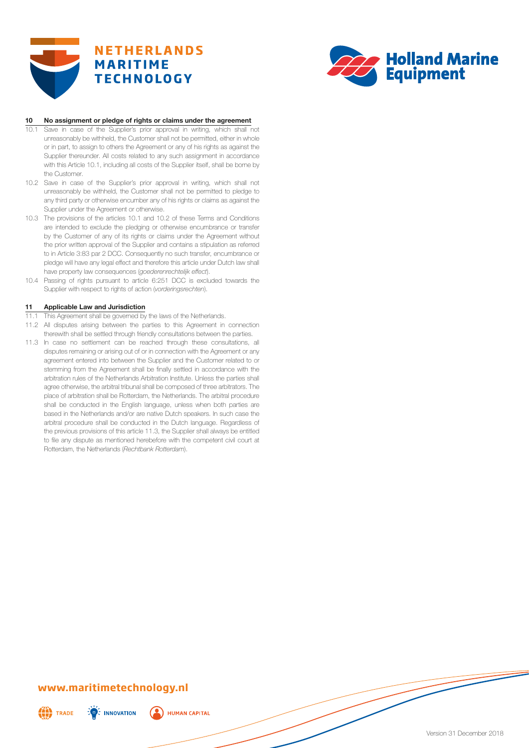## 10 No assignment or pledge of rights or claims under the agreement

10.1 Save in case of the Supplier's prior approval in writing, which shall not unreasonably be withheld, the Customer shall not be permitted, either in whole or in part, to assign to others the Agreement or any of his rights as against the Supplier thereunder. All costs related to any such assignment in accordance with this Article 10.1, including all costs of the Supplier itself, shall be borne by the Customer.

10.2 Save in case of the Supplier's prior approval in writing, which shall not unreasonably be withheld, the Customer shall not be permitted to pledge to any third party or otherwise encumber any of his rights or claims as against the Supplier under the Agreement or otherwise.

10.3 The provisions of the articles 10.1 and 10.2 of these Terms and Conditions are intended to exclude the pledging or otherwise encumbrance or transfer by the Customer of any of its rights or claims under the Agreement without the prior written approval of the Supplier and contains a stipulation as referred to in Article 3:83 par 2 DCC. Consequently no such transfer, encumbrance or pledge will have any legal effect and therefore this article under Dutch law shall have property law consequences (*goederenrechtelijk effect*).

10.4 Passing of rights pursuant to article 6:251 DCC is excluded towards the Supplier with respect to rights of action (*vorderingsrechten*).

## 11 Applicable Law and Jurisdiction

11.1 This Agreement shall be governed by the laws of the Netherlands.

11.2 All disputes arising between the parties to this Agreement in connection therewith shall be settled through friendly consultations between the parties.

11.3 In case no settlement can be reached through these consultations, all disputes remaining or arising out of or in connection with the Agreement or any agreement entered into between the Supplier and the Customer related to or stemming from the Agreement shall be finally settled in accordance with the arbitration rules of the Netherlands Arbitration Institute. Unless the parties shall agree otherwise, the arbitral tribunal shall be composed of three arbitrators. The place of arbitration shall be Rotterdam, the Netherlands. The arbitral procedure shall be conducted in the English language, unless when both parties are based in the Netherlands and/or are native Dutch speakers. In such case the arbitral procedure shall be conducted in the Dutch language. Regardless of the previous provisions of this article 11.3, the Supplier shall always be entitled to file any dispute as mentioned herebefore with the competent civil court at Rotterdam, the Netherlands (*Rechtbank Rotterdam*).